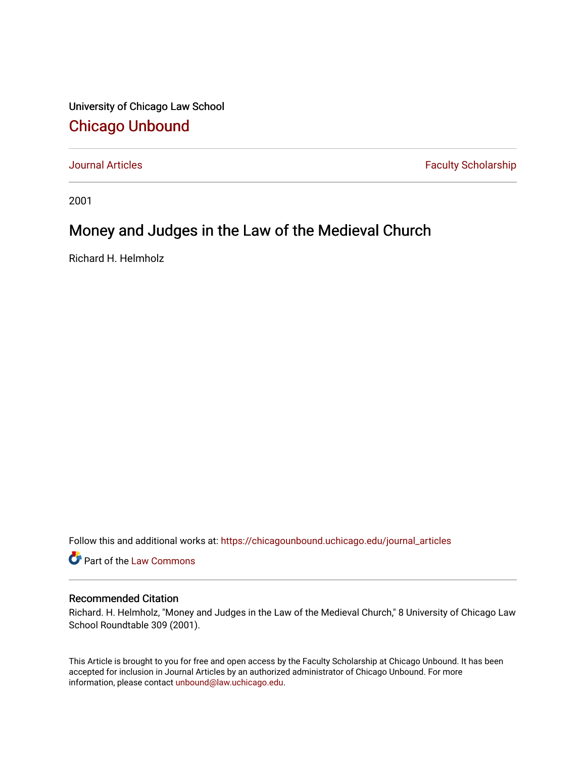University of Chicago Law School

## Chicago Unbound

Journal Articles

Faculty Scholarship

2001

# Money and Judges in the Law of the Medieval Church

Richard H. Helmholz

Follow this and additional works at: https://chicagounbound.uchicago.edu/journal_articles

Part of the Law Commons

### Recommended Citation

Richard. H. Helmholz, "Money and Judges in the Law of the Medieval Church," 8 University of Chicago Law School Roundtable 309 (2001).

This Article is brought to you for free and open access by the Faculty Scholarship at Chicago Unbound. It has been accepted for inclusion in Journal Articles by an authorized administrator of Chicago Unbound. For more information, please contact unbound@law.uchicago.edu.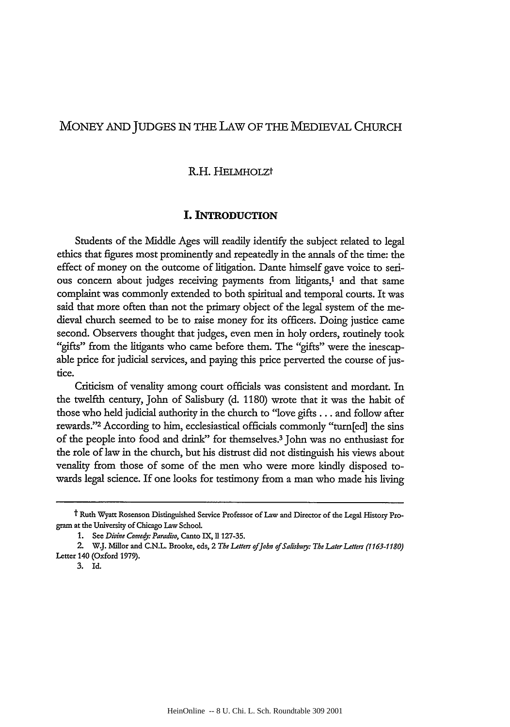# MONEY AND JUDGES IN THE LAW OF THE MEDIEVAL CHURCH

R.H. HELMHOLZ†

## I. INTRODUCTION

Students of the Middle Ages will readily identify the subject related to legal ethics that figures most prominently and repeatedly in the annals of the time: the effect of money on the outcome of litigation. Dante himself gave voice to serious concern about judges receiving payments from litigants,[1] and that same complaint was commonly extended to both spiritual and temporal courts. It was said that more often than not the primary object of the legal system of the medieval church seemed to be to raise money for its officers. Doing justice came second. Observers thought that judges, even men in holy orders, routinely took "gifts" from the litigants who came before them. The "gifts" were the inescapable price for judicial services, and paying this price perverted the course of justice.

Criticism of venality among court officials was consistent and mordant. In the twelfth century, John of Salisbury (d. 1180) wrote that it was the habit of those who held judicial authority in the church to "love gifts . . . and follow after rewards."[2] According to him, ecclesiastical officials commonly "turn[ed] the sins of the people into food and drink" for themselves.[3] John was no enthusiast for the role of law in the church, but his distrust did not distinguish his views about venality from those of some of the men who were more kindly disposed towards legal science. If one looks for testimony from a man who made his living

---

† Ruth Wyatt Rosenson Distinguished Service Professor of Law and Director of the Legal History Program at the University of Chicago Law School.

1. See *Divine Comedy: Paradiso,* Canto IX, ll 127-35.

2. W.J. Millor and C.N.L. Brooke, eds, 2 *The Letters of John of Salisbury: The Later Letters (1163-1180)* Letter 140 (Oxford 1979).

3. Id.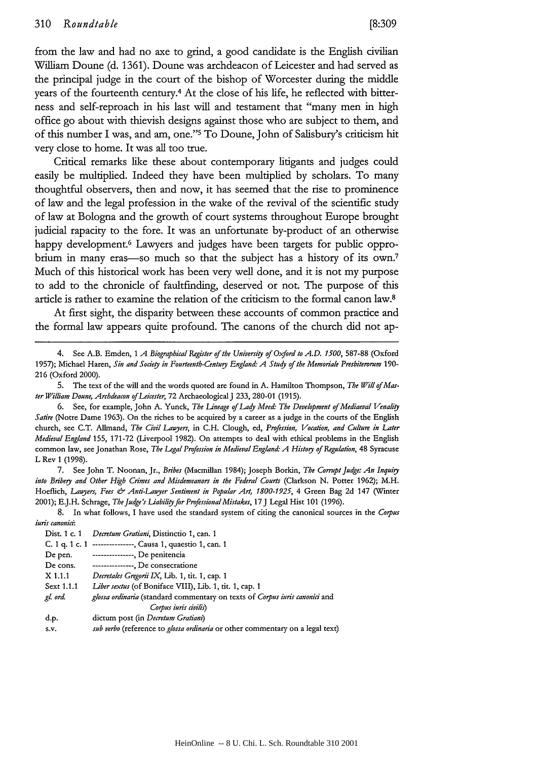from the law and had no axe to grind, a good candidate is the English civilian William Doune (d. 1361). Doune was archdeacon of Leicester and had served as the principal judge in the court of the bishop of Worcester during the middle years of the fourteenth century.[4] At the close of his life, he reflected with bitterness and self-reproach in his last will and testament that "many men in high office go about with thievish designs against those who are subject to them, and of this number I was, and am, one."[5] To Doune, John of Salisbury's criticism hit very close to home. It was all too true.

Critical remarks like these about contemporary litigants and judges could easily be multiplied. Indeed they have been multiplied by scholars. To many thoughtful observers, then and now, it has seemed that the rise to prominence of law and the legal profession in the wake of the revival of the scientific study of law at Bologna and the growth of court systems throughout Europe brought judicial rapacity to the fore. It was an unfortunate by-product of an otherwise happy development.[6] Lawyers and judges have been targets for public opprobrium in many eras—so much so that the subject has a history of its own.[7] Much of this historical work has been very well done, and it is not my purpose to add to the chronicle of faultfinding, deserved or not. The purpose of this article is rather to examine the relation of the criticism to the formal canon law.[8]

At first sight, the disparity between these accounts of common practice and the formal law appears quite profound. The canons of the church did not ap-

---

4. See A.B. Emden, 1 *A Biographical Register of the University of Oxford to A.D. 1500*, 587-88 (Oxford 1957); Michael Haren, *Sin and Society in Fourteenth-Century England: A Study of the Memoriale Presbiterorum* 190-216 (Oxford 2000).

5. The text of the will and the words quoted are found in A. Hamilton Thompson, *The Will of Master William Doune, Archdeacon of Leicester*, 72 Archaeological J 233, 280-01 (1915).

6. See, for example, John A. Yunck, *The Lineage of Lady Meed: The Development of Mediaeval Venality Satire* (Notre Dame 1963). On the riches to be acquired by a career as a judge in the courts of the English church, see C.T. Allmand, *The Civil Lawyers*, in C.H. Clough, ed, *Profession, Vocation, and Culture in Later Medieval England* 155, 171-72 (Liverpool 1982). On attempts to deal with ethical problems in the English common law, see Jonathan Rose, *The Legal Profession in Medieval England: A History of Regulation*, 48 Syracuse L Rev 1 (1998).

7. See John T. Noonan, Jr., *Bribes* (Macmillan 1984); Joseph Borkin, *The Corrupt Judge: An Inquiry into Bribery and Other High Crimes and Misdemeanors in the Federal Courts* (Clarkson N. Potter 1962); M.H. Hoeflich, *Lawyers, Fees & Anti-Lawyer Sentiment in Popular Art, 1800-1925*, 4 Green Bag 2d 147 (Winter 2001); E.J.H. Schrage, *The Judge's Liability for Professional Mistakes*, 17 J Legal Hist 101 (1996).

8. In what follows, I have used the standard system of citing the canonical sources in the *Corpus iuris canonici*:

| | |
|---|---|
| Dist. 1 c. 1 | *Decretum Gratiani*, Distinctio 1, can. 1 |
| C. 1 q. 1 c. 1 | ---------------, Causa 1, quaestio 1, can. 1 |
| De pen. | ---------------, De penitencia |
| De cons. | ---------------, De consecratione |
| X 1.1.1 | *Decretales Gregorii IX*, Lib. 1, tit. 1, cap. 1 |
| Sext 1.1.1 | *Liber sextus* (of Boniface VIII), Lib. 1, tit. 1, cap. 1 |
| *gl. ord.* | *glossa ordinaria* (standard commentary on texts of *Corpus iuris canonici* and *Corpus iuris civilis*) |
| d.p. | dictum post (in *Decretum Gratiani*) |
| s.v. | *sub verbo* (reference to *glossa ordinaria* or other commentary on a legal text) |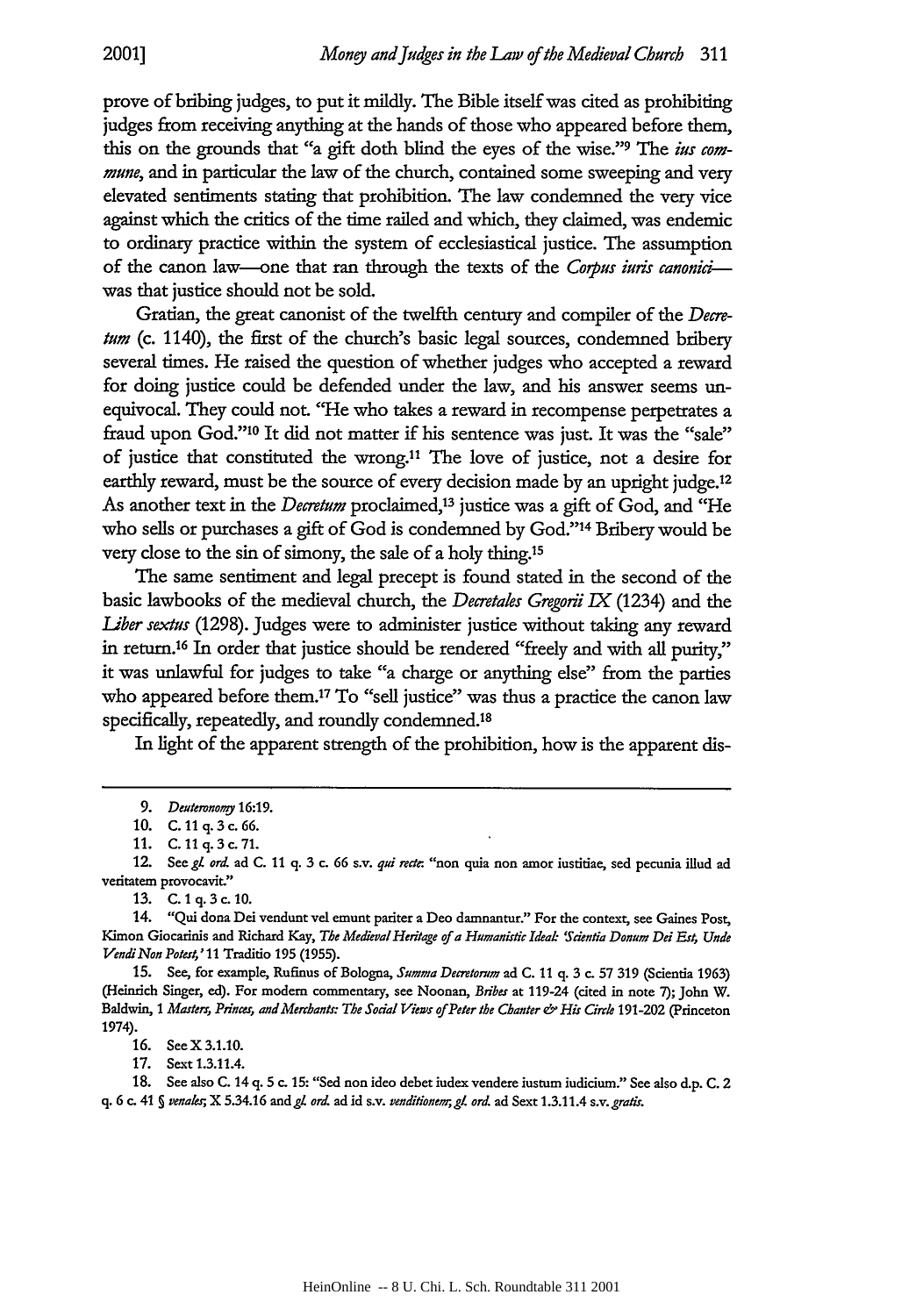prove of bribing judges, to put it mildly. The Bible itself was cited as prohibiting judges from receiving anything at the hands of those who appeared before them, this on the grounds that "a gift doth blind the eyes of the wise."[9] The *ius commune*, and in particular the law of the church, contained some sweeping and very elevated sentiments stating that prohibition. The law condemned the very vice against which the critics of the time railed and which, they claimed, was endemic to ordinary practice within the system of ecclesiastical justice. The assumption of the canon law—one that ran through the texts of the *Corpus iuris canonici*—was that justice should not be sold.

Gratian, the great canonist of the twelfth century and compiler of the *Decretum* (c. 1140), the first of the church's basic legal sources, condemned bribery several times. He raised the question of whether judges who accepted a reward for doing justice could be defended under the law, and his answer seems unequivocal. They could not. "He who takes a reward in recompense perpetrates a fraud upon God."[10] It did not matter if his sentence was just. It was the "sale" of justice that constituted the wrong.[11] The love of justice, not a desire for earthly reward, must be the source of every decision made by an upright judge.[12] As another text in the *Decretum* proclaimed,[13] justice was a gift of God, and "He who sells or purchases a gift of God is condemned by God."[14] Bribery would be very close to the sin of simony, the sale of a holy thing.[15]

The same sentiment and legal precept is found stated in the second of the basic lawbooks of the medieval church, the *Decretales Gregorii IX* (1234) and the *Liber sextus* (1298). Judges were to administer justice without taking any reward in return.[16] In order that justice should be rendered "freely and with all purity," it was unlawful for judges to take "a charge or anything else" from the parties who appeared before them.[17] To "sell justice" was thus a practice the canon law specifically, repeatedly, and roundly condemned.[18]

In light of the apparent strength of the prohibition, how is the apparent dis-

---

9. *Deuteronomy* 16:19.

10. C. 11 q. 3 c. 66.

11. C. 11 q. 3 c. 71.

12. See *gl. ord.* ad C. 11 q. 3 c. 66 s.v. *qui recte*: "non quia non amor iustitiae, sed pecunia illud ad veritatem provocavit."

13. C. 1 q. 3 c. 10.

14. "Qui dona Dei vendunt vel emunt pariter a Deo damnantur." For the context, see Gaines Post, Kimon Giocarinis and Richard Kay, *The Medieval Heritage of a Humanistic Ideal: 'Scientia Donum Dei Est, Unde Vendi Non Potest,'* 11 Traditio 195 (1955).

15. See, for example, Rufinus of Bologna, *Summa Decretorum* ad C. 11 q. 3 c. 57 319 (Scientia 1963) (Heinrich Singer, ed). For modern commentary, see Noonan, *Bribes* at 119-24 (cited in note 7); John W. Baldwin, 1 *Masters, Princes, and Merchants: The Social Views of Peter the Chanter & His Circle* 191-202 (Princeton 1974).

16. See X 3.1.10.

17. Sext 1.3.11.4.

18. See also C. 14 q. 5 c. 15: "Sed non ideo debet iudex vendere iustum iudicium." See also d.p. C. 2 q. 6 c. 41 § *venales*; X 5.34.16 and *gl. ord.* ad id s.v. *venditionem*; *gl. ord.* ad Sext 1.3.11.4 s.v. *gratis*.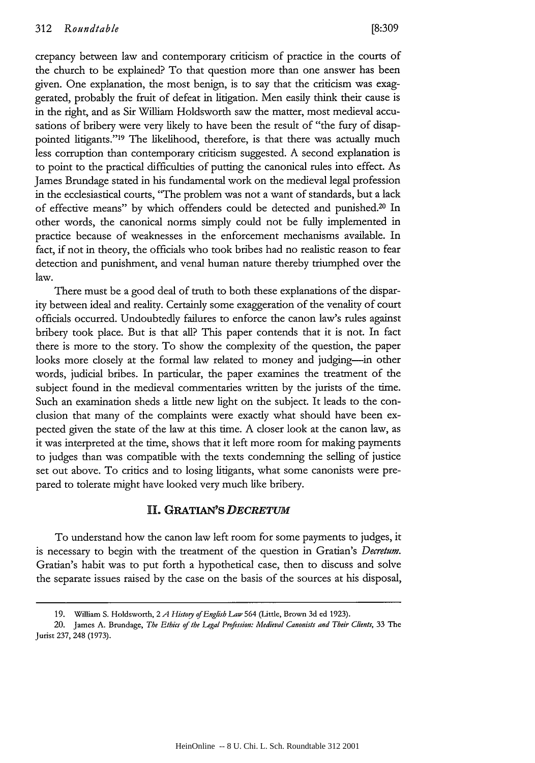crepancy between law and contemporary criticism of practice in the courts of the church to be explained? To that question more than one answer has been given. One explanation, the most benign, is to say that the criticism was exaggerated, probably the fruit of defeat in litigation. Men easily think their cause is in the right, and as Sir William Holdsworth saw the matter, most medieval accusations of bribery were very likely to have been the result of "the fury of disappointed litigants."[19] The likelihood, therefore, is that there was actually much less corruption than contemporary criticism suggested. A second explanation is to point to the practical difficulties of putting the canonical rules into effect. As James Brundage stated in his fundamental work on the medieval legal profession in the ecclesiastical courts, "The problem was not a want of standards, but a lack of effective means" by which offenders could be detected and punished.[20] In other words, the canonical norms simply could not be fully implemented in practice because of weaknesses in the enforcement mechanisms available. In fact, if not in theory, the officials who took bribes had no realistic reason to fear detection and punishment, and venal human nature thereby triumphed over the law.

There must be a good deal of truth to both these explanations of the disparity between ideal and reality. Certainly some exaggeration of the venality of court officials occurred. Undoubtedly failures to enforce the canon law's rules against bribery took place. But is that all? This paper contends that it is not. In fact there is more to the story. To show the complexity of the question, the paper looks more closely at the formal law related to money and judging—in other words, judicial bribes. In particular, the paper examines the treatment of the subject found in the medieval commentaries written by the jurists of the time. Such an examination sheds a little new light on the subject. It leads to the conclusion that many of the complaints were exactly what should have been expected given the state of the law at this time. A closer look at the canon law, as it was interpreted at the time, shows that it left more room for making payments to judges than was compatible with the texts condemning the selling of justice set out above. To critics and to losing litigants, what some canonists were prepared to tolerate might have looked very much like bribery.

## II. GRATIAN'S *DECRETUM*

To understand how the canon law left room for some payments to judges, it is necessary to begin with the treatment of the question in Gratian's *Decretum*. Gratian's habit was to put forth a hypothetical case, then to discuss and solve the separate issues raised by the case on the basis of the sources at his disposal,

19. William S. Holdsworth, 2 *A History of English Law* 564 (Little, Brown 3d ed 1923).

20. James A. Brundage, *The Ethics of the Legal Profession: Medieval Canonists and Their Clients*, 33 The Jurist 237, 248 (1973).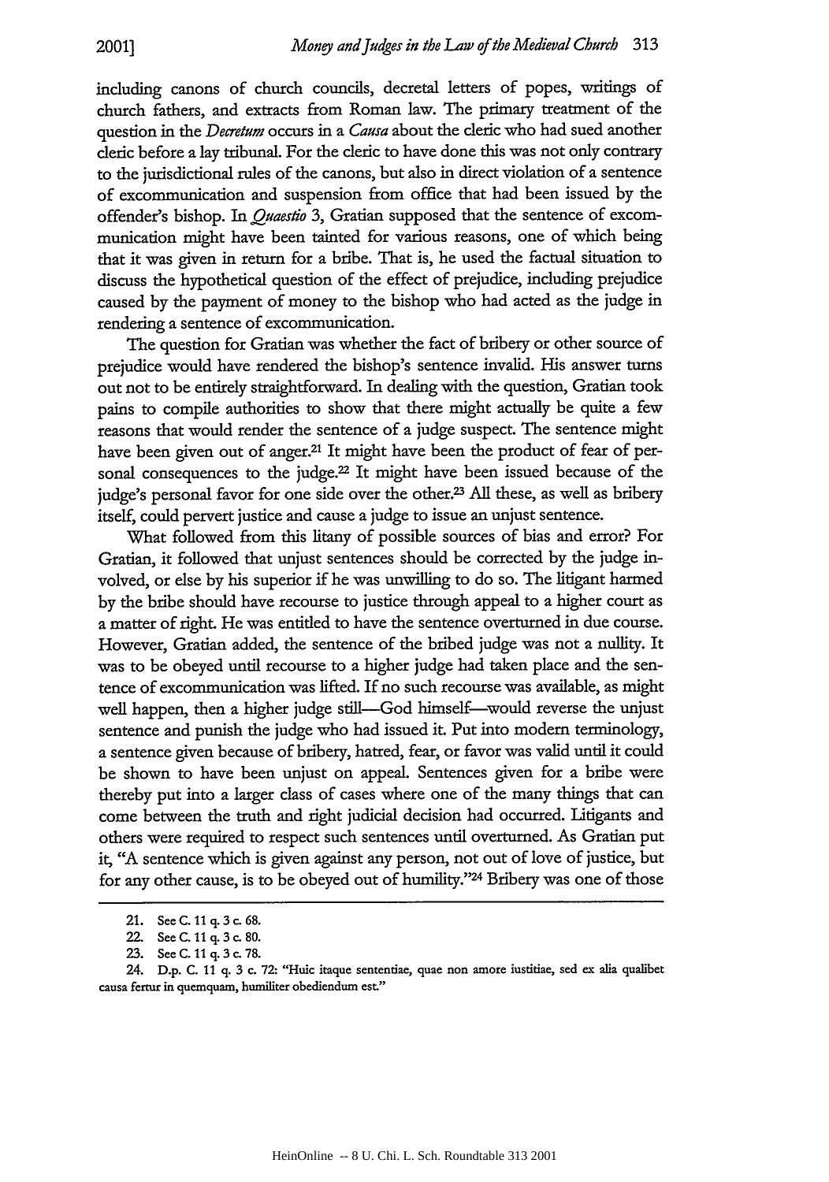including canons of church councils, decretal letters of popes, writings of church fathers, and extracts from Roman law. The primary treatment of the question in the *Decretum* occurs in a *Causa* about the cleric who had sued another cleric before a lay tribunal. For the cleric to have done this was not only contrary to the jurisdictional rules of the canons, but also in direct violation of a sentence of excommunication and suspension from office that had been issued by the offender's bishop. In *Quaestio* 3, Gratian supposed that the sentence of excommunication might have been tainted for various reasons, one of which being that it was given in return for a bribe. That is, he used the factual situation to discuss the hypothetical question of the effect of prejudice, including prejudice caused by the payment of money to the bishop who had acted as the judge in rendering a sentence of excommunication.

The question for Gratian was whether the fact of bribery or other source of prejudice would have rendered the bishop's sentence invalid. His answer turns out not to be entirely straightforward. In dealing with the question, Gratian took pains to compile authorities to show that there might actually be quite a few reasons that would render the sentence of a judge suspect. The sentence might have been given out of anger.[21] It might have been the product of fear of personal consequences to the judge.[22] It might have been issued because of the judge's personal favor for one side over the other.[23] All these, as well as bribery itself, could pervert justice and cause a judge to issue an unjust sentence.

What followed from this litany of possible sources of bias and error? For Gratian, it followed that unjust sentences should be corrected by the judge involved, or else by his superior if he was unwilling to do so. The litigant harmed by the bribe should have recourse to justice through appeal to a higher court as a matter of right. He was entitled to have the sentence overturned in due course. However, Gratian added, the sentence of the bribed judge was not a nullity. It was to be obeyed until recourse to a higher judge had taken place and the sentence of excommunication was lifted. If no such recourse was available, as might well happen, then a higher judge still—God himself—would reverse the unjust sentence and punish the judge who had issued it. Put into modern terminology, a sentence given because of bribery, hatred, fear, or favor was valid until it could be shown to have been unjust on appeal. Sentences given for a bribe were thereby put into a larger class of cases where one of the many things that can come between the truth and right judicial decision had occurred. Litigants and others were required to respect such sentences until overturned. As Gratian put it, "A sentence which is given against any person, not out of love of justice, but for any other cause, is to be obeyed out of humility."[24] Bribery was one of those

---

21. See C. 11 q. 3 c. 68.

22. See C. 11 q. 3 c. 80.

23. See C. 11 q. 3 c. 78.

24. D.p. C. 11 q. 3 c. 72: "Huic itaque sententiae, quae non amore iustitiae, sed ex alia qualibet causa fertur in quemquam, humiliter obediendum est."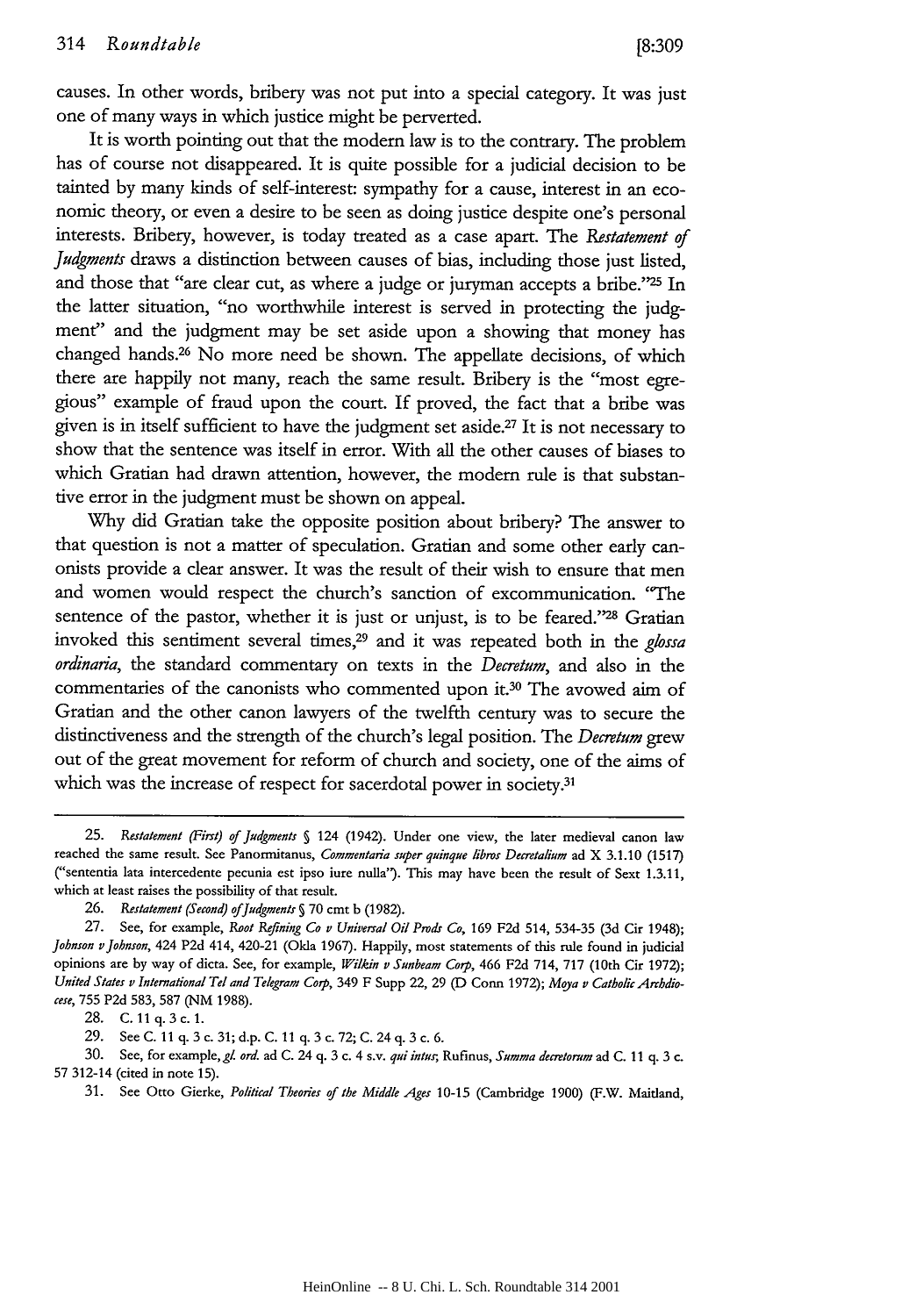causes. In other words, bribery was not put into a special category. It was just one of many ways in which justice might be perverted.

It is worth pointing out that the modern law is to the contrary. The problem has of course not disappeared. It is quite possible for a judicial decision to be tainted by many kinds of self-interest: sympathy for a cause, interest in an economic theory, or even a desire to be seen as doing justice despite one's personal interests. Bribery, however, is today treated as a case apart. The *Restatement of Judgments* draws a distinction between causes of bias, including those just listed, and those that "are clear cut, as where a judge or juryman accepts a bribe."[25] In the latter situation, "no worthwhile interest is served in protecting the judgment" and the judgment may be set aside upon a showing that money has changed hands.[26] No more need be shown. The appellate decisions, of which there are happily not many, reach the same result. Bribery is the "most egregious" example of fraud upon the court. If proved, the fact that a bribe was given is in itself sufficient to have the judgment set aside.[27] It is not necessary to show that the sentence was itself in error. With all the other causes of biases to which Gratian had drawn attention, however, the modern rule is that substantive error in the judgment must be shown on appeal.

Why did Gratian take the opposite position about bribery? The answer to that question is not a matter of speculation. Gratian and some other early canonists provide a clear answer. It was the result of their wish to ensure that men and women would respect the church's sanction of excommunication. "The sentence of the pastor, whether it is just or unjust, is to be feared."[28] Gratian invoked this sentiment several times,[29] and it was repeated both in the *glossa ordinaria*, the standard commentary on texts in the *Decretum*, and also in the commentaries of the canonists who commented upon it.[30] The avowed aim of Gratian and the other canon lawyers of the twelfth century was to secure the distinctiveness and the strength of the church's legal position. The *Decretum* grew out of the great movement for reform of church and society, one of the aims of which was the increase of respect for sacerdotal power in society.[31]

---

25. *Restatement (First) of Judgments* § 124 (1942). Under one view, the later medieval canon law reached the same result. See Panormitanus, *Commentaria super quinque libros Decretalium* ad X 3.1.10 (1517) ("sententia lata intercedente pecunia est ipso iure nulla"). This may have been the result of Sext 1.3.11, which at least raises the possibility of that result.

26. *Restatement (Second) of Judgments* § 70 cmt b (1982).

27. See, for example, *Root Refining Co v Universal Oil Prods Co*, 169 F2d 514, 534-35 (3d Cir 1948); *Johnson v Johnson*, 424 P2d 414, 420-21 (Okla 1967). Happily, most statements of this rule found in judicial opinions are by way of dicta. See, for example, *Wilkin v Sunbeam Corp*, 466 F2d 714, 717 (10th Cir 1972); *United States v International Tel and Telegram Corp*, 349 F Supp 22, 29 (D Conn 1972); *Moya v Catholic Archdiocese*, 755 P2d 583, 587 (NM 1988).

28. C. 11 q. 3 c. 1.

29. See C. 11 q. 3 c. 31; d.p. C. 11 q. 3 c. 72; C. 24 q. 3 c. 6.

30. See, for example, *gl. ord.* ad C. 24 q. 3 c. 4 s.v. *qui intus*; Rufinus, *Summa decretorum* ad C. 11 q. 3 c. 57 312-14 (cited in note 15).

31. See Otto Gierke, *Political Theories of the Middle Ages* 10-15 (Cambridge 1900) (F.W. Maitland,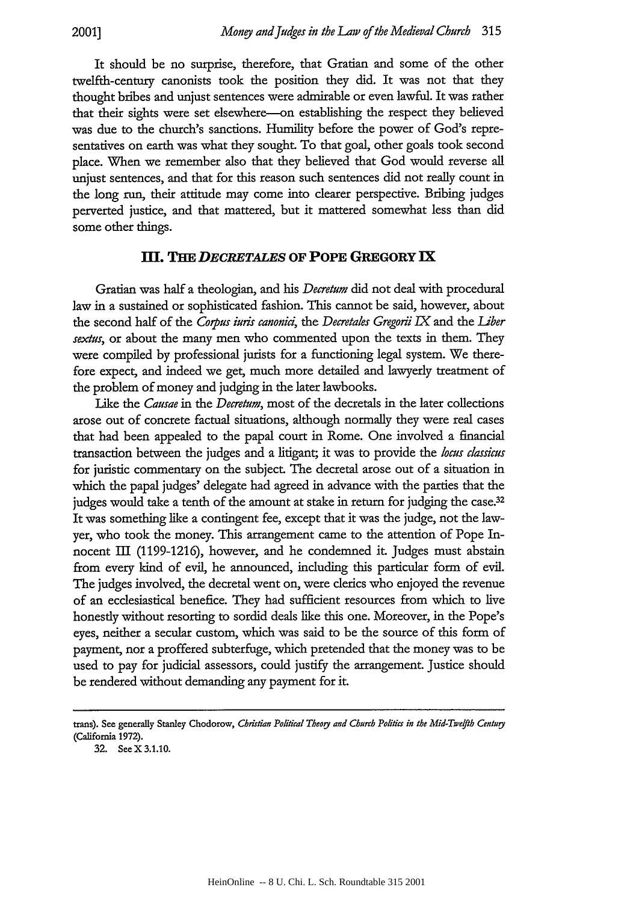It should be no surprise, therefore, that Gratian and some of the other twelfth-century canonists took the position they did. It was not that they thought bribes and unjust sentences were admirable or even lawful. It was rather that their sights were set elsewhere—on establishing the respect they believed was due to the church's sanctions. Humility before the power of God's representatives on earth was what they sought. To that goal, other goals took second place. When we remember also that they believed that God would reverse all unjust sentences, and that for this reason such sentences did not really count in the long run, their attitude may come into clearer perspective. Bribing judges perverted justice, and that mattered, but it mattered somewhat less than did some other things.

## III. THE *DECRETALES* OF POPE GREGORY IX

Gratian was half a theologian, and his *Decretum* did not deal with procedural law in a sustained or sophisticated fashion. This cannot be said, however, about the second half of the *Corpus iuris canonici*, the *Decretales Gregorii IX* and the *Liber sextus*, or about the many men who commented upon the texts in them. They were compiled by professional jurists for a functioning legal system. We therefore expect, and indeed we get, much more detailed and lawyerly treatment of the problem of money and judging in the later lawbooks.

Like the *Causae* in the *Decretum*, most of the decretals in the later collections arose out of concrete factual situations, although normally they were real cases that had been appealed to the papal court in Rome. One involved a financial transaction between the judges and a litigant; it was to provide the *locus classicus* for juristic commentary on the subject. The decretal arose out of a situation in which the papal judges' delegate had agreed in advance with the parties that the judges would take a tenth of the amount at stake in return for judging the case.[32] It was something like a contingent fee, except that it was the judge, not the lawyer, who took the money. This arrangement came to the attention of Pope Innocent III (1199-1216), however, and he condemned it. Judges must abstain from every kind of evil, he announced, including this particular form of evil. The judges involved, the decretal went on, were clerics who enjoyed the revenue of an ecclesiastical benefice. They had sufficient resources from which to live honestly without resorting to sordid deals like this one. Moreover, in the Pope's eyes, neither a secular custom, which was said to be the source of this form of payment, nor a proffered subterfuge, which pretended that the money was to be used to pay for judicial assessors, could justify the arrangement. Justice should be rendered without demanding any payment for it.

---

trans). See generally Stanley Chodorow, *Christian Political Theory and Church Politics in the Mid-Twelfth Century* (California 1972).

32. See X 3.1.10.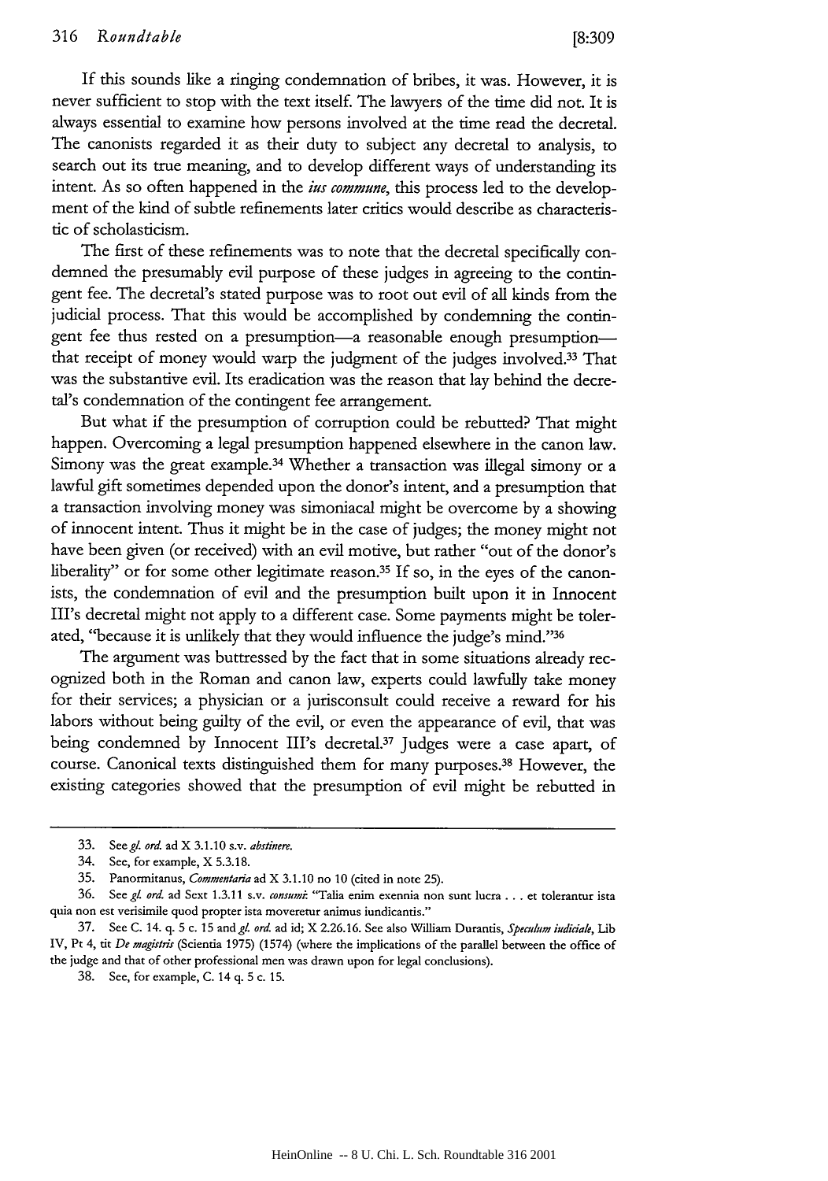If this sounds like a ringing condemnation of bribes, it was. However, it is never sufficient to stop with the text itself. The lawyers of the time did not. It is always essential to examine how persons involved at the time read the decretal. The canonists regarded it as their duty to subject any decretal to analysis, to search out its true meaning, and to develop different ways of understanding its intent. As so often happened in the *ius commune*, this process led to the development of the kind of subtle refinements later critics would describe as characteristic of scholasticism.

The first of these refinements was to note that the decretal specifically condemned the presumably evil purpose of these judges in agreeing to the contingent fee. The decretal's stated purpose was to root out evil of all kinds from the judicial process. That this would be accomplished by condemning the contingent fee thus rested on a presumption—a reasonable enough presumption—that receipt of money would warp the judgment of the judges involved.[33] That was the substantive evil. Its eradication was the reason that lay behind the decretal's condemnation of the contingent fee arrangement.

But what if the presumption of corruption could be rebutted? That might happen. Overcoming a legal presumption happened elsewhere in the canon law. Simony was the great example.[34] Whether a transaction was illegal simony or a lawful gift sometimes depended upon the donor's intent, and a presumption that a transaction involving money was simoniacal might be overcome by a showing of innocent intent. Thus it might be in the case of judges; the money might not have been given (or received) with an evil motive, but rather "out of the donor's liberality" or for some other legitimate reason.[35] If so, in the eyes of the canonists, the condemnation of evil and the presumption built upon it in Innocent III's decretal might not apply to a different case. Some payments might be tolerated, "because it is unlikely that they would influence the judge's mind."[36]

The argument was buttressed by the fact that in some situations already recognized both in the Roman and canon law, experts could lawfully take money for their services; a physician or a jurisconsult could receive a reward for his labors without being guilty of the evil, or even the appearance of evil, that was being condemned by Innocent III's decretal.[37] Judges were a case apart, of course. Canonical texts distinguished them for many purposes.[38] However, the existing categories showed that the presumption of evil might be rebutted in

---

33. See *gl. ord.* ad X 3.1.10 s.v. *abstinere*.

34. See, for example, X 5.3.18.

35. Panormitanus, *Commentaria* ad X 3.1.10 no 10 (cited in note 25).

36. See *gl. ord.* ad Sext 1.3.11 s.v. *consumi*: "Talia enim exennia non sunt lucra . . . et tolerantur ista quia non est verisimile quod propter ista moveretur animus iundicantis."

37. See C. 14. q. 5 c. 15 and *gl. ord.* ad id; X 2.26.16. See also William Durantis, *Speculum iudiciale*, Lib IV, Pt 4, tit *De magistris* (Scientia 1975) (1574) (where the implications of the parallel between the office of the judge and that of other professional men was drawn upon for legal conclusions).

38. See, for example, C. 14 q. 5 c. 15.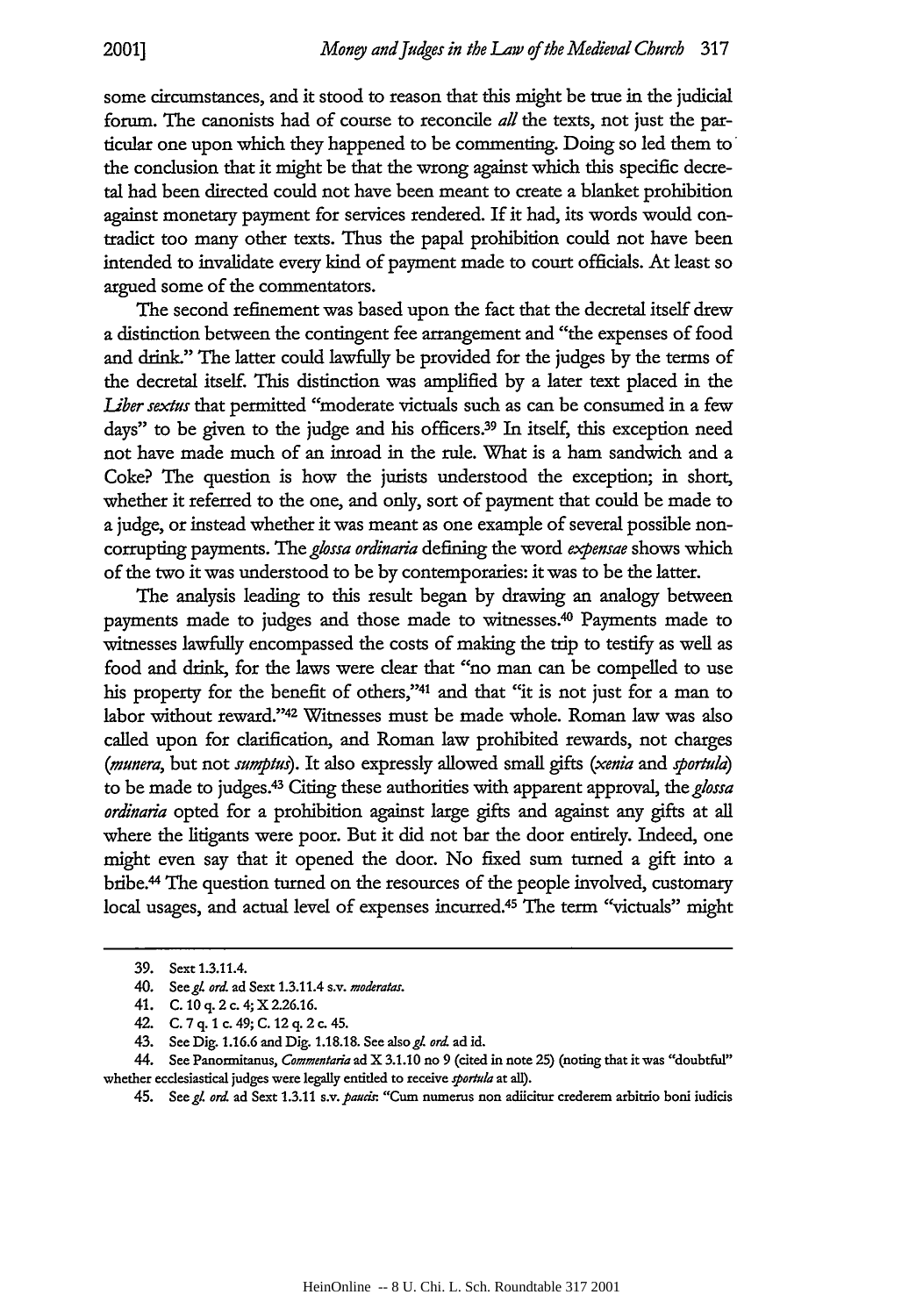some circumstances, and it stood to reason that this might be true in the judicial forum. The canonists had of course to reconcile *all* the texts, not just the particular one upon which they happened to be commenting. Doing so led them to the conclusion that it might be that the wrong against which this specific decretal had been directed could not have been meant to create a blanket prohibition against monetary payment for services rendered. If it had, its words would contradict too many other texts. Thus the papal prohibition could not have been intended to invalidate every kind of payment made to court officials. At least so argued some of the commentators.

The second refinement was based upon the fact that the decretal itself drew a distinction between the contingent fee arrangement and "the expenses of food and drink." The latter could lawfully be provided for the judges by the terms of the decretal itself. This distinction was amplified by a later text placed in the *Liber sextus* that permitted "moderate victuals such as can be consumed in a few days" to be given to the judge and his officers.[39] In itself, this exception need not have made much of an inroad in the rule. What is a ham sandwich and a Coke? The question is how the jurists understood the exception; in short, whether it referred to the one, and only, sort of payment that could be made to a judge, or instead whether it was meant as one example of several possible non-corrupting payments. The *glossa ordinaria* defining the word *expensae* shows which of the two it was understood to be by contemporaries: it was to be the latter.

The analysis leading to this result began by drawing an analogy between payments made to judges and those made to witnesses.[40] Payments made to witnesses lawfully encompassed the costs of making the trip to testify as well as food and drink, for the laws were clear that "no man can be compelled to use his property for the benefit of others,"[41] and that "it is not just for a man to labor without reward."[42] Witnesses must be made whole. Roman law was also called upon for clarification, and Roman law prohibited rewards, not charges (*munera*, but not *sumptus*). It also expressly allowed small gifts (*xenia* and *sportula*) to be made to judges.[43] Citing these authorities with apparent approval, the *glossa ordinaria* opted for a prohibition against large gifts and against any gifts at all where the litigants were poor. But it did not bar the door entirely. Indeed, one might even say that it opened the door. No fixed sum turned a gift into a bribe.[44] The question turned on the resources of the people involved, customary local usages, and actual level of expenses incurred.[45] The term "victuals" might

---

39. Sext 1.3.11.4.

40. See *gl. ord.* ad Sext 1.3.11.4 s.v. *moderatas*.

41. C. 10 q. 2 c. 4; X 2.26.16.

42. C. 7 q. 1 c. 49; C. 12 q. 2 c. 45.

43. See Dig. 1.16.6 and Dig. 1.18.18. See also *gl. ord.* ad id.

44. See Panormitanus, *Commentaria* ad X 3.1.10 no 9 (cited in note 25) (noting that it was "doubtful" whether ecclesiastical judges were legally entitled to receive *sportula* at all).

45. See *gl. ord.* ad Sext 1.3.11 s.v. *paucis*: "Cum numerus non adiicitur crederem arbitrio boni iudicis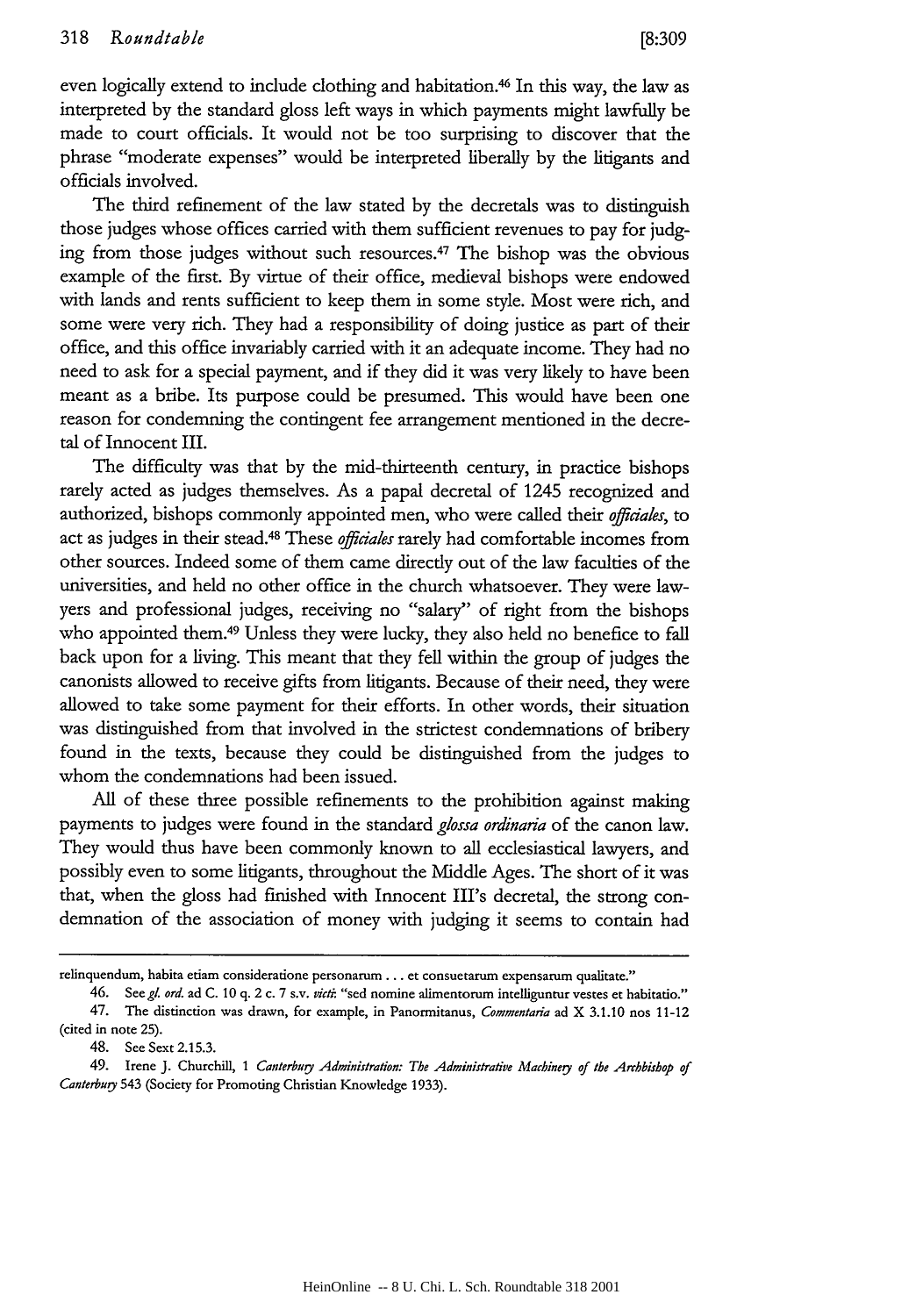even logically extend to include clothing and habitation.[46] In this way, the law as interpreted by the standard gloss left ways in which payments might lawfully be made to court officials. It would not be too surprising to discover that the phrase "moderate expenses" would be interpreted liberally by the litigants and officials involved.

The third refinement of the law stated by the decretals was to distinguish those judges whose offices carried with them sufficient revenues to pay for judging from those judges without such resources.[47] The bishop was the obvious example of the first. By virtue of their office, medieval bishops were endowed with lands and rents sufficient to keep them in some style. Most were rich, and some were very rich. They had a responsibility of doing justice as part of their office, and this office invariably carried with it an adequate income. They had no need to ask for a special payment, and if they did it was very likely to have been meant as a bribe. Its purpose could be presumed. This would have been one reason for condemning the contingent fee arrangement mentioned in the decretal of Innocent III.

The difficulty was that by the mid-thirteenth century, in practice bishops rarely acted as judges themselves. As a papal decretal of 1245 recognized and authorized, bishops commonly appointed men, who were called their *officiales*, to act as judges in their stead.[48] These *officiales* rarely had comfortable incomes from other sources. Indeed some of them came directly out of the law faculties of the universities, and held no other office in the church whatsoever. They were lawyers and professional judges, receiving no "salary" of right from the bishops who appointed them.[49] Unless they were lucky, they also held no benefice to fall back upon for a living. This meant that they fell within the group of judges the canonists allowed to receive gifts from litigants. Because of their need, they were allowed to take some payment for their efforts. In other words, their situation was distinguished from that involved in the strictest condemnations of bribery found in the texts, because they could be distinguished from the judges to whom the condemnations had been issued.

All of these three possible refinements to the prohibition against making payments to judges were found in the standard *glossa ordinaria* of the canon law. They would thus have been commonly known to all ecclesiastical lawyers, and possibly even to some litigants, throughout the Middle Ages. The short of it was that, when the gloss had finished with Innocent III's decretal, the strong condemnation of the association of money with judging it seems to contain had

---

relinquendum, habita etiam consideratione personarum . . . et consuetarum expensarum qualitate."

46. See *gl. ord.* ad C. 10 q. 2 c. 7 s.v. *victi*: "sed nomine alimentorum intelliguntur vestes et habitatio."

47. The distinction was drawn, for example, in Panormitanus, *Commentaria* ad X 3.1.10 nos 11-12 (cited in note 25).

48. See Sext 2.15.3.

49. Irene J. Churchill, 1 *Canterbury Administration: The Administrative Machinery of the Archbishop of Canterbury* 543 (Society for Promoting Christian Knowledge 1933).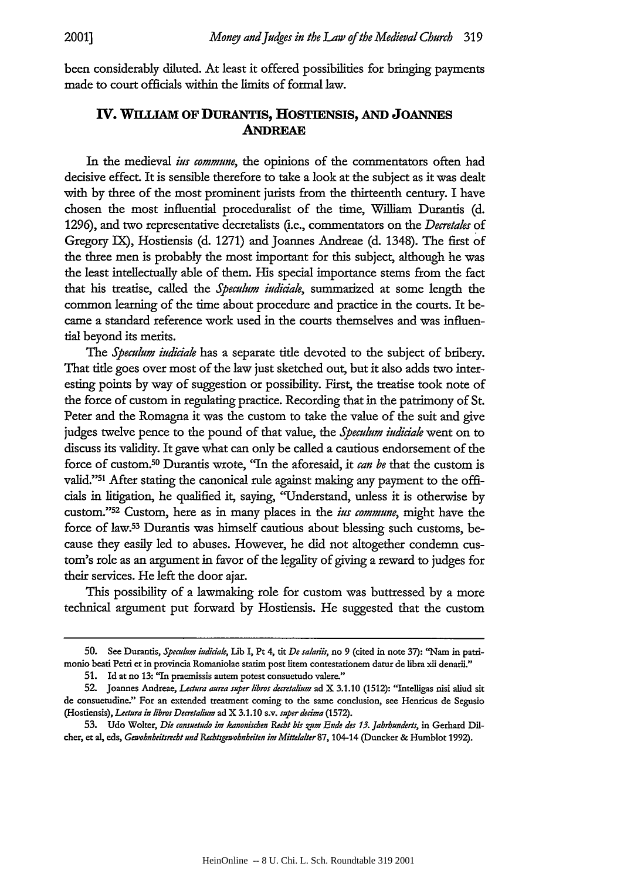been considerably diluted. At least it offered possibilities for bringing payments made to court officials within the limits of formal law.

## IV. WILLIAM OF DURANTIS, HOSTIENSIS, AND JOANNES ANDREAE

In the medieval *ius commune*, the opinions of the commentators often had decisive effect. It is sensible therefore to take a look at the subject as it was dealt with by three of the most prominent jurists from the thirteenth century. I have chosen the most influential proceduralist of the time, William Durantis (d. 1296), and two representative decretalists (i.e., commentators on the *Decretales* of Gregory IX), Hostiensis (d. 1271) and Joannes Andreae (d. 1348). The first of the three men is probably the most important for this subject, although he was the least intellectually able of them. His special importance stems from the fact that his treatise, called the *Speculum iudiciale*, summarized at some length the common learning of the time about procedure and practice in the courts. It became a standard reference work used in the courts themselves and was influential beyond its merits.

The *Speculum iudiciale* has a separate title devoted to the subject of bribery. That title goes over most of the law just sketched out, but it also adds two interesting points by way of suggestion or possibility. First, the treatise took note of the force of custom in regulating practice. Recording that in the patrimony of St. Peter and the Romagna it was the custom to take the value of the suit and give judges twelve pence to the pound of that value, the *Speculum iudiciale* went on to discuss its validity. It gave what can only be called a cautious endorsement of the force of custom.[50] Durantis wrote, "In the aforesaid, it *can be* that the custom is valid."[51] After stating the canonical rule against making any payment to the officials in litigation, he qualified it, saying, "Understand, unless it is otherwise by custom."[52] Custom, here as in many places in the *ius commune*, might have the force of law.[53] Durantis was himself cautious about blessing such customs, because they easily led to abuses. However, he did not altogether condemn custom's role as an argument in favor of the legality of giving a reward to judges for their services. He left the door ajar.

This possibility of a lawmaking role for custom was buttressed by a more technical argument put forward by Hostiensis. He suggested that the custom

---

50. See Durantis, *Speculum iudiciale*, Lib I, Pt 4, tit *De salariis*, no 9 (cited in note 37): "Nam in patrimonio beati Petri et in provincia Romaniolae statim post litem contestationem datur de libra xii denarii."

51. Id at no 13: "In praemissis autem potest consuetudo valere."

52. Joannes Andreae, *Lectura aurea super libros decretalium* ad X 3.1.10 (1512): "Intelligas nisi aliud sit de consuetudine." For an extended treatment coming to the same conclusion, see Henricus de Segusio (Hostiensis), *Lectura in libros Decretalium* ad X 3.1.10 s.v. *super decima* (1572).

53. Udo Wolter, *Die consuetudo im kanonischen Recht bis zum Ende des 13. Jahrhunderts*, in Gerhard Dilcher, et al, eds, *Gewohnheitsrecht und Rechtsgewohnheiten im Mittelalter* 87, 104-14 (Duncker & Humblot 1992).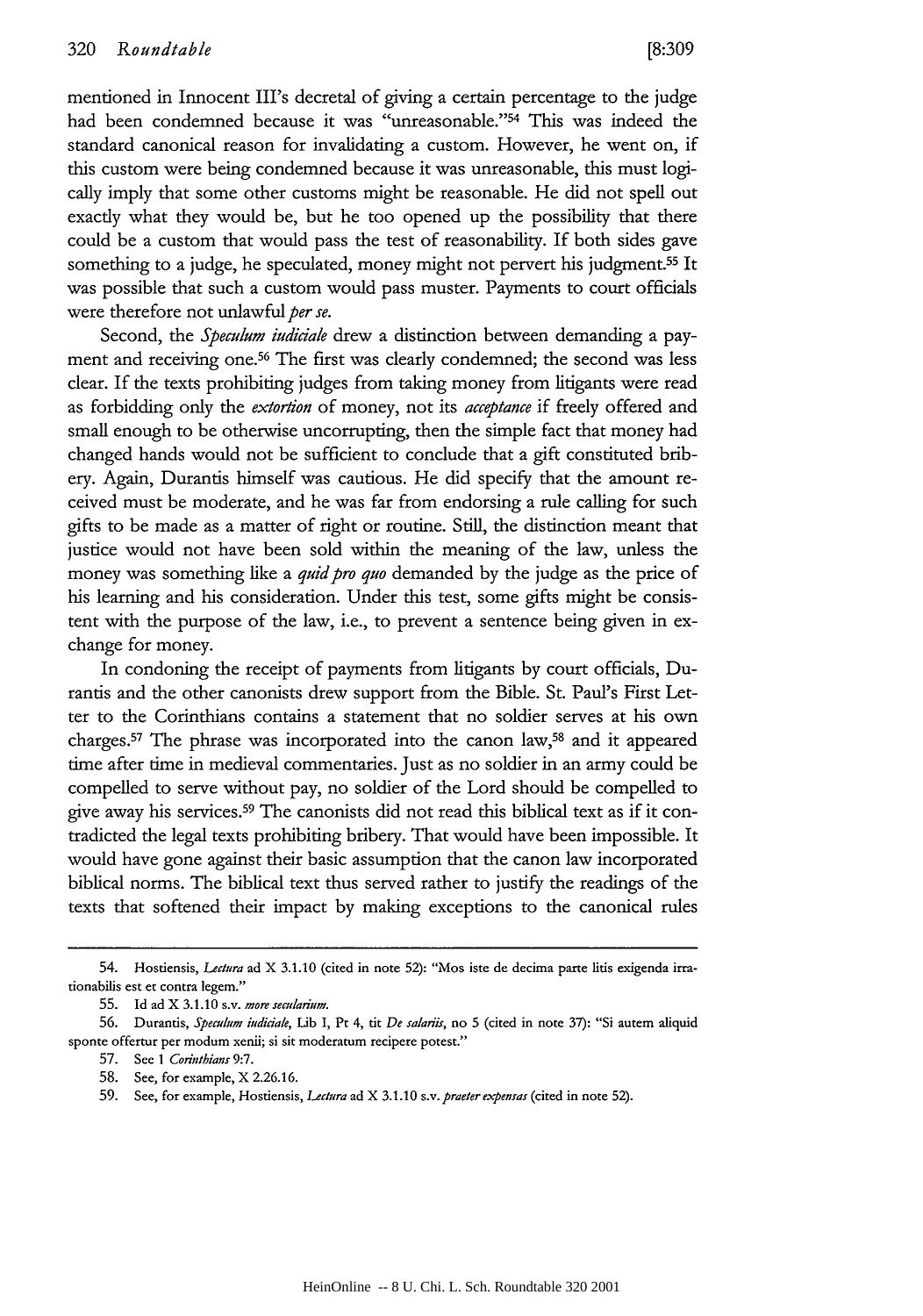mentioned in Innocent III's decretal of giving a certain percentage to the judge had been condemned because it was "unreasonable."[54] This was indeed the standard canonical reason for invalidating a custom. However, he went on, if this custom were being condemned because it was unreasonable, this must logically imply that some other customs might be reasonable. He did not spell out exactly what they would be, but he too opened up the possibility that there could be a custom that would pass the test of reasonability. If both sides gave something to a judge, he speculated, money might not pervert his judgment.[55] It was possible that such a custom would pass muster. Payments to court officials were therefore not unlawful *per se*.

Second, the *Speculum iudiciale* drew a distinction between demanding a payment and receiving one.[56] The first was clearly condemned; the second was less clear. If the texts prohibiting judges from taking money from litigants were read as forbidding only the *extortion* of money, not its *acceptance* if freely offered and small enough to be otherwise uncorrupting, then the simple fact that money had changed hands would not be sufficient to conclude that a gift constituted bribery. Again, Durantis himself was cautious. He did specify that the amount received must be moderate, and he was far from endorsing a rule calling for such gifts to be made as a matter of right or routine. Still, the distinction meant that justice would not have been sold within the meaning of the law, unless the money was something like a *quid pro quo* demanded by the judge as the price of his learning and his consideration. Under this test, some gifts might be consistent with the purpose of the law, i.e., to prevent a sentence being given in exchange for money.

In condoning the receipt of payments from litigants by court officials, Durantis and the other canonists drew support from the Bible. St. Paul's First Letter to the Corinthians contains a statement that no soldier serves at his own charges.[57] The phrase was incorporated into the canon law,[58] and it appeared time after time in medieval commentaries. Just as no soldier in an army could be compelled to serve without pay, no soldier of the Lord should be compelled to give away his services.[59] The canonists did not read this biblical text as if it contradicted the legal texts prohibiting bribery. That would have been impossible. It would have gone against their basic assumption that the canon law incorporated biblical norms. The biblical text thus served rather to justify the readings of the texts that softened their impact by making exceptions to the canonical rules

---

54. Hostiensis, *Lectura* ad X 3.1.10 (cited in note 52): "Mos iste de decima parte litis exigenda irrationabilis est et contra legem."

55. Id ad X 3.1.10 s.v. *more secularium*.

56. Durantis, *Speculum iudiciale*, Lib I, Pt 4, tit *De salariis*, no 5 (cited in note 37): "Si autem aliquid sponte offertur per modum xenii; si sit moderatum recipere potest."

57. See 1 *Corinthians* 9:7.

58. See, for example, X 2.26.16.

59. See, for example, Hostiensis, *Lectura* ad X 3.1.10 s.v. *praeter expensas* (cited in note 52).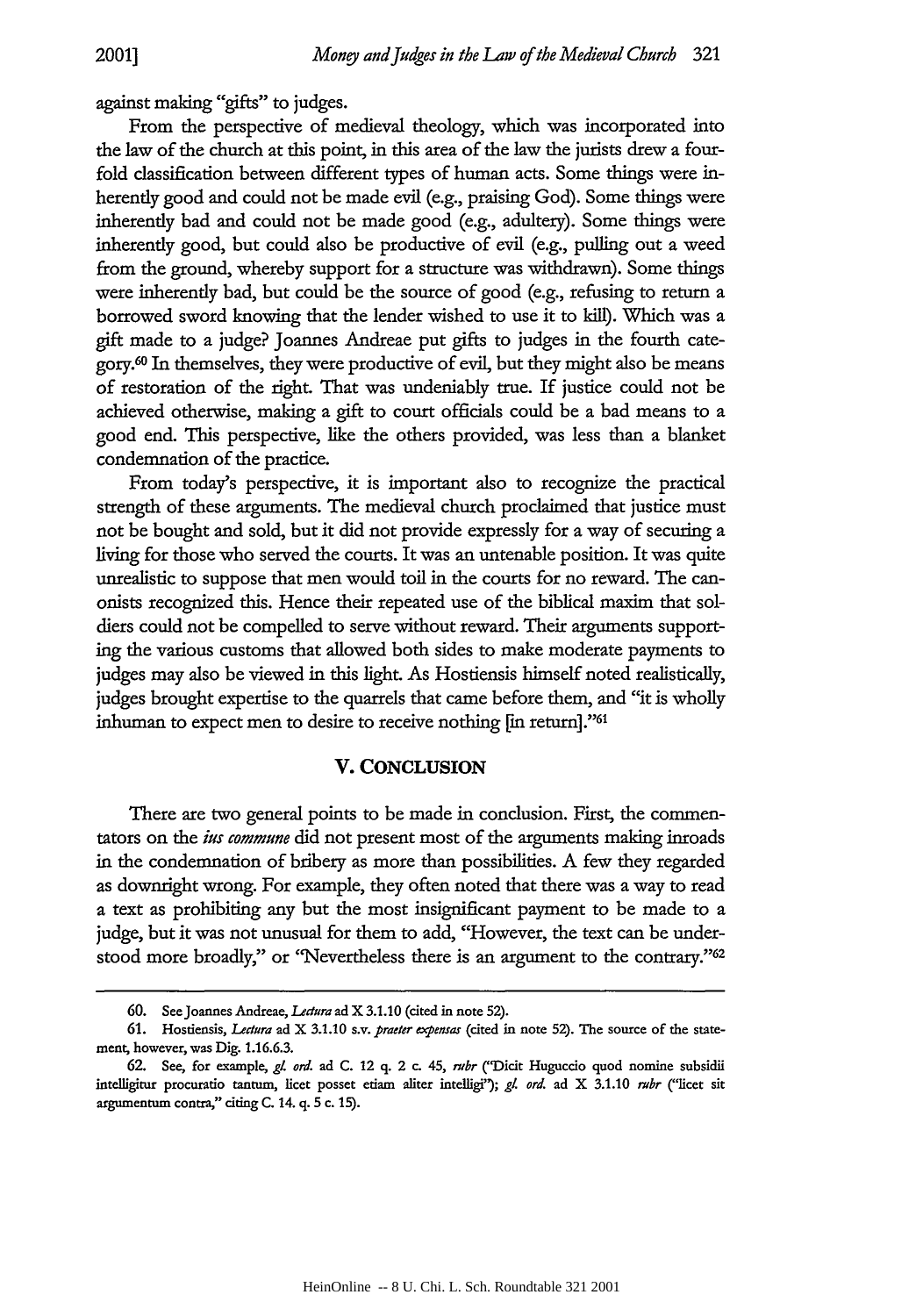against making "gifts" to judges.

From the perspective of medieval theology, which was incorporated into the law of the church at this point, in this area of the law the jurists drew a four-fold classification between different types of human acts. Some things were inherently good and could not be made evil (e.g., praising God). Some things were inherently bad and could not be made good (e.g., adultery). Some things were inherently good, but could also be productive of evil (e.g., pulling out a weed from the ground, whereby support for a structure was withdrawn). Some things were inherently bad, but could be the source of good (e.g., refusing to return a borrowed sword knowing that the lender wished to use it to kill). Which was a gift made to a judge? Joannes Andreae put gifts to judges in the fourth category.[60] In themselves, they were productive of evil, but they might also be means of restoration of the right. That was undeniably true. If justice could not be achieved otherwise, making a gift to court officials could be a bad means to a good end. This perspective, like the others provided, was less than a blanket condemnation of the practice.

From today's perspective, it is important also to recognize the practical strength of these arguments. The medieval church proclaimed that justice must not be bought and sold, but it did not provide expressly for a way of securing a living for those who served the courts. It was an untenable position. It was quite unrealistic to suppose that men would toil in the courts for no reward. The canonists recognized this. Hence their repeated use of the biblical maxim that soldiers could not be compelled to serve without reward. Their arguments supporting the various customs that allowed both sides to make moderate payments to judges may also be viewed in this light. As Hostiensis himself noted realistically, judges brought expertise to the quarrels that came before them, and "it is wholly inhuman to expect men to desire to receive nothing [in return]."[61]

## V. CONCLUSION

There are two general points to be made in conclusion. First, the commentators on the *ius commune* did not present most of the arguments making inroads in the condemnation of bribery as more than possibilities. A few they regarded as downright wrong. For example, they often noted that there was a way to read a text as prohibiting any but the most insignificant payment to be made to a judge, but it was not unusual for them to add, "However, the text can be understood more broadly," or "Nevertheless there is an argument to the contrary."[62]

---

60. See Joannes Andreae, *Lectura* ad X 3.1.10 (cited in note 52).

61. Hostiensis, *Lectura* ad X 3.1.10 s.v. *praeter expensas* (cited in note 52). The source of the statement, however, was Dig. 1.16.6.3.

62. See, for example, *gl. ord.* ad C. 12 q. 2 c. 45, *rubr* ("Dicit Huguccio quod nomine subsidii intelligitur procuratio tantum, licet posset etiam aliter intelligi"); *gl. ord.* ad X 3.1.10 *rubr* ("licet sit argumentum contra," citing C. 14. q. 5 c. 15).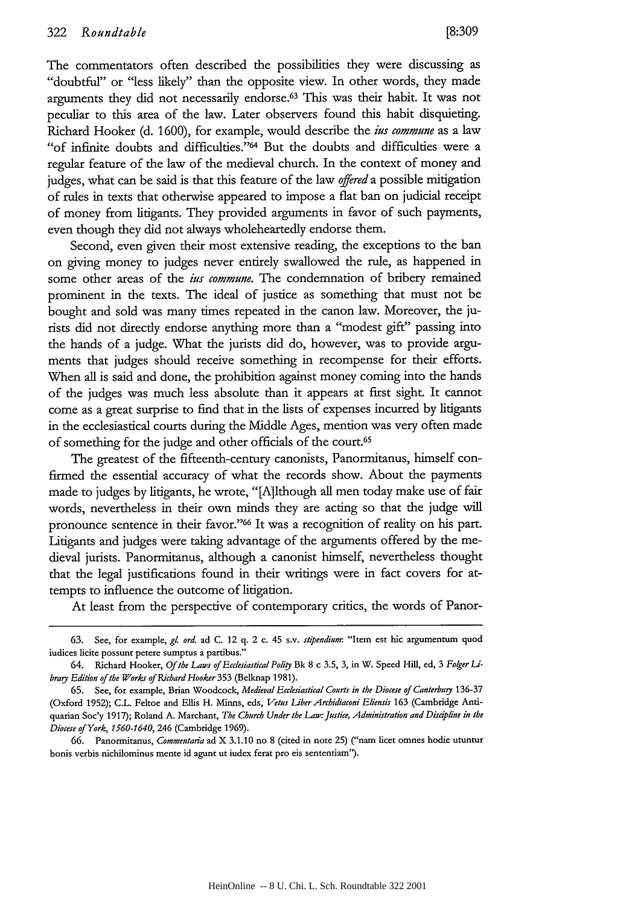The commentators often described the possibilities they were discussing as "doubtful" or "less likely" than the opposite view. In other words, they made arguments they did not necessarily endorse.[63] This was their habit. It was not peculiar to this area of the law. Later observers found this habit disquieting. Richard Hooker (d. 1600), for example, would describe the *ius commune* as a law "of infinite doubts and difficulties."[64] But the doubts and difficulties were a regular feature of the law of the medieval church. In the context of money and judges, what can be said is that this feature of the law *offered* a possible mitigation of rules in texts that otherwise appeared to impose a flat ban on judicial receipt of money from litigants. They provided arguments in favor of such payments, even though they did not always wholeheartedly endorse them.

Second, even given their most extensive reading, the exceptions to the ban on giving money to judges never entirely swallowed the rule, as happened in some other areas of the *ius commune*. The condemnation of bribery remained prominent in the texts. The ideal of justice as something that must not be bought and sold was many times repeated in the canon law. Moreover, the jurists did not directly endorse anything more than a "modest gift" passing into the hands of a judge. What the jurists did do, however, was to provide arguments that judges should receive something in recompense for their efforts. When all is said and done, the prohibition against money coming into the hands of the judges was much less absolute than it appears at first sight. It cannot come as a great surprise to find that in the lists of expenses incurred by litigants in the ecclesiastical courts during the Middle Ages, mention was very often made of something for the judge and other officials of the court.[65]

The greatest of the fifteenth-century canonists, Panormitanus, himself confirmed the essential accuracy of what the records show. About the payments made to judges by litigants, he wrote, "[A]lthough all men today make use of fair words, nevertheless in their own minds they are acting so that the judge will pronounce sentence in their favor."[66] It was a recognition of reality on his part. Litigants and judges were taking advantage of the arguments offered by the medieval jurists. Panormitanus, although a canonist himself, nevertheless thought that the legal justifications found in their writings were in fact covers for attempts to influence the outcome of litigation.

At least from the perspective of contemporary critics, the words of Panor-

---

63. See, for example, *gl. ord.* ad C. 12 q. 2 c. 45 s.v. *stipendium*: "Item est hic argumentum quod iudices licite possunt petere sumptus a partibus."

64. Richard Hooker, *Of the Laws of Ecclesiastical Polity* Bk 8 c 3.5, 3, in W. Speed Hill, ed, 3 *Folger Library Edition of the Works of Richard Hooker* 353 (Belknap 1981).

65. See, for example, Brian Woodcock, *Medieval Ecclesiastical Courts in the Diocese of Canterbury* 136-37 (Oxford 1952); C.L. Feltoe and Ellis H. Minns, eds, *Vetus Liber Archidiaconi Eliensis* 163 (Cambridge Antiquarian Soc'y 1917); Roland A. Marchant, *The Church Under the Law: Justice, Administration and Discipline in the Diocese of York, 1560-1640*, 246 (Cambridge 1969).

66. Panormitanus, *Commentaria* ad X 3.1.10 no 8 (cited in note 25) ("nam licet omnes hodie utuntur bonis verbis nichilominus mente id agunt ut iudex ferat pro eis sententiam").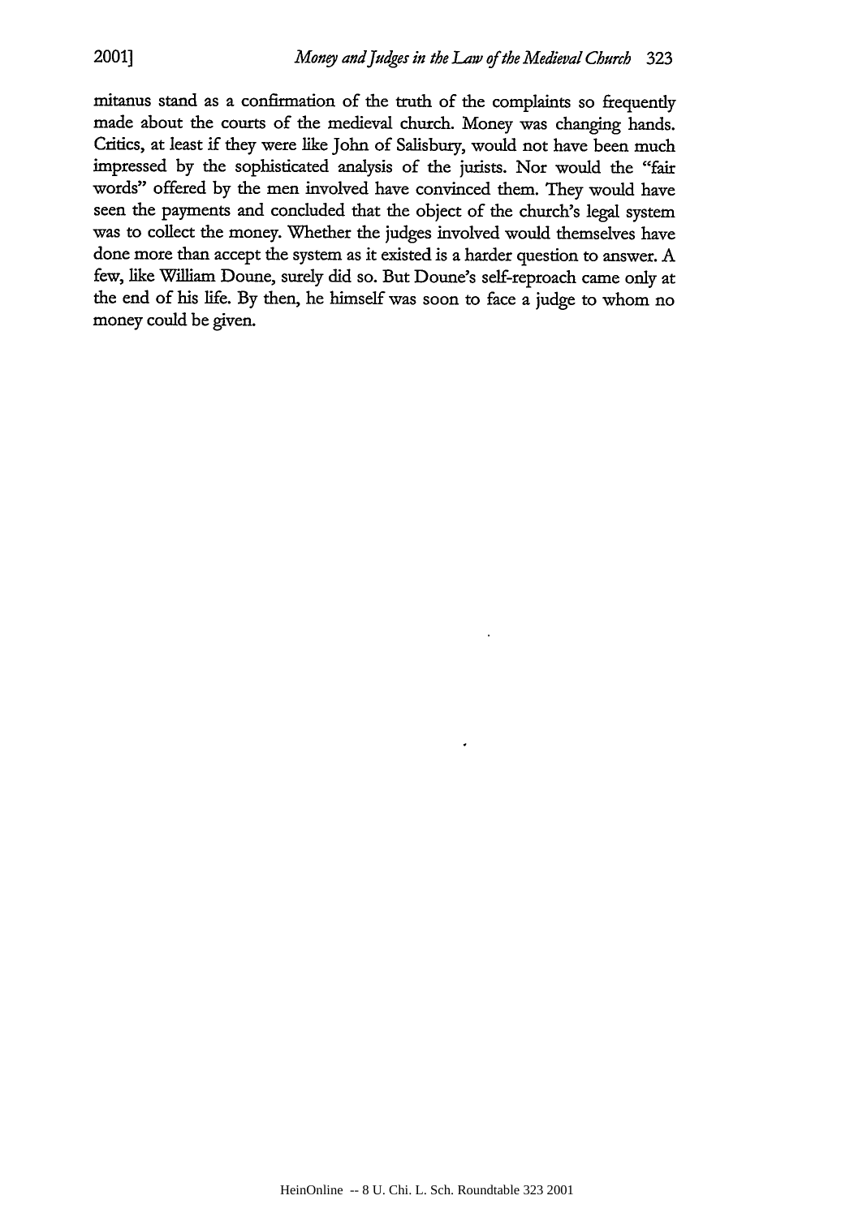mitanus stand as a confirmation of the truth of the complaints so frequently made about the courts of the medieval church. Money was changing hands. Critics, at least if they were like John of Salisbury, would not have been much impressed by the sophisticated analysis of the jurists. Nor would the "fair words" offered by the men involved have convinced them. They would have seen the payments and concluded that the object of the church's legal system was to collect the money. Whether the judges involved would themselves have done more than accept the system as it existed is a harder question to answer. A few, like William Doune, surely did so. But Doune's self-reproach came only at the end of his life. By then, he himself was soon to face a judge to whom no money could be given.